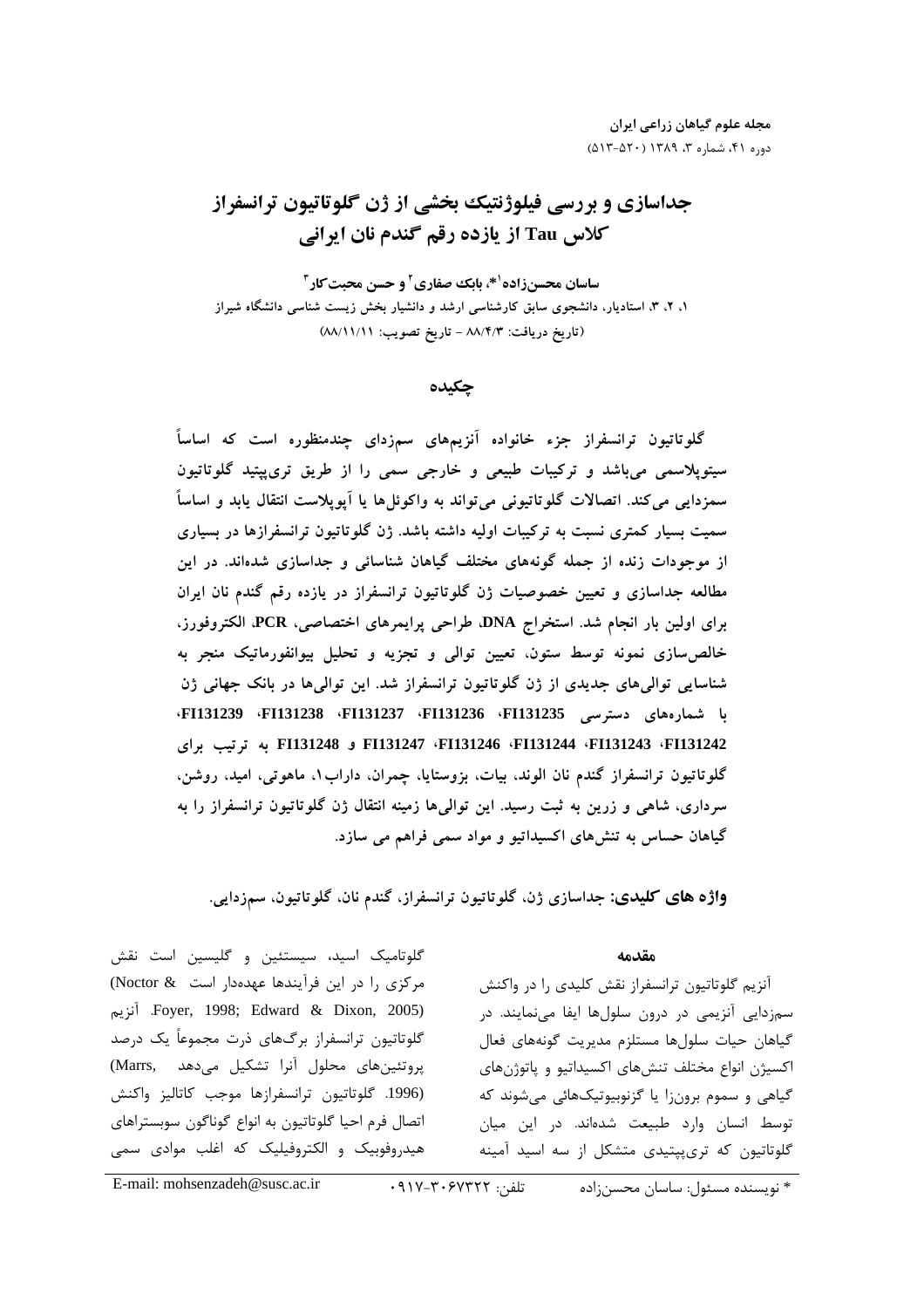مجله علوم گیاهان زراعی ایران
دوره ۴۱، شماره ۳، ۱۳۸۹ (۵۲۰-۵۱۳)

# جداسازی و بررسی فیلوژنتیک بخشی از ژن گلوتاتیون ترانسفراز کلاس Tau از یازده رقم گندم نان ایرانی

**ساسان محسن‌زاده[1]*، بابک صفاری[2] و حسن محبت‌کار[3]**

۱، ۲، ۳، استادیار، دانشجوی سابق کارشناسی ارشد و دانشیار بخش زیست شناسی دانشگاه شیراز
(تاریخ دریافت: ۸۸/۴/۳ - تاریخ تصویب: ۸۸/۱۱/۱۱)

## چکیده

**گلوتاتیون ترانسفراز جزء خانواده آنزیم‌های سم‌زدای چندمنظوره است که اساساً سیتوپلاسمی می‌باشد و ترکیبات طبیعی و خارجی سمی را از طریق تری‌پپتید گلوتاتیون سم‌زدایی می‌کند. اتصالات گلوتاتیونی می‌تواند به واکوئل‌ها یا آپوپلاست انتقال یابد و اساساً سمیت بسیار کمتری نسبت به ترکیبات اولیه داشته باشد. ژن گلوتاتیون ترانسفرازها در بسیاری از موجودات زنده از جمله گونه‌های مختلف گیاهان شناسائی و جداسازی شده‌اند. در این مطالعه جداسازی و تعیین خصوصیات ژن گلوتاتیون ترانسفراز در یازده رقم گندم نان ایران برای اولین بار انجام شد. استخراج DNA، طراحی پرایمرهای اختصاصی، PCR، الکتروفورز، خالص‌سازی نمونه توسط ستون، تعیین توالی و تجزیه و تحلیل بیوانفورماتیک منجر به شناسایی توالی‌های جدیدی از ژن گلوتاتیون ترانسفراز شد. این توالی‌ها در بانک جهانی ژن با شماره‌های دسترسی FI131235، FI131236، FI131237، FI131238، FI131239، FI131242، FI131243، FI131244، FI131246، FI131247 و FI131248 به ترتیب برای گلوتاتیون ترانسفراز گندم نان الوند، بیات، بزوستایا، چمران، داراب۱، ماهوتی، امید، روشن، سرداری، شاهی و زرین به ثبت رسید. این توالی‌ها زمینه انتقال ژن گلوتاتیون ترانسفراز را به گیاهان حساس به تنش‌های اکسیداتیو و مواد سمی فراهم می سازد.**

**واژه های کلیدی:** جداسازی ژن، گلوتاتیون ترانسفراز، گندم نان، گلوتاتیون، سم‌زدایی.

### مقدمه

آنزیم گلوتاتیون ترانسفراز نقش کلیدی را در واکنش سم‌زدایی آنزیمی در درون سلول‌ها ایفا می‌نمایند. در گیاهان حیات سلول‌ها مستلزم مدیریت گونه‌های فعال اکسیژن انواع مختلف تنش‌های اکسیداتیو و پاتوژن‌های گیاهی و سموم برون‌زا یا گزنوبیوتیک‌هائی می‌شوند که توسط انسان وارد طبیعت شده‌اند. در این میان گلوتاتیون که تری‌پپتیدی متشکل از سه اسید آمینه گلوتامیک اسید، سیستئین و گلیسین است نقش مرکزی را در این فرآیندها عهده‌دار است (Noctor & Foyer, 1998; Edward & Dixon, 2005). آنزیم گلوتاتیون ترانسفراز برگ‌های ذرت مجموعاً یک درصد پروتئین‌های محلول آنرا تشکیل می‌دهد (Marrs, 1996). گلوتاتیون ترانسفرازها موجب کاتالیز واکنش اتصال فرم احیا گلوتاتیون به انواع گوناگون سوبستراهای هیدروفوبیک و الکتروفیلیک که اغلب موادی سمی

* نویسنده مسئول: ساسان محسن‌زاده &nbsp;&nbsp; تلفن: ۰۹۱۷-۳۰۶۷۳۲۲ &nbsp;&nbsp; E-mail: mohsenzadeh@susc.ac.ir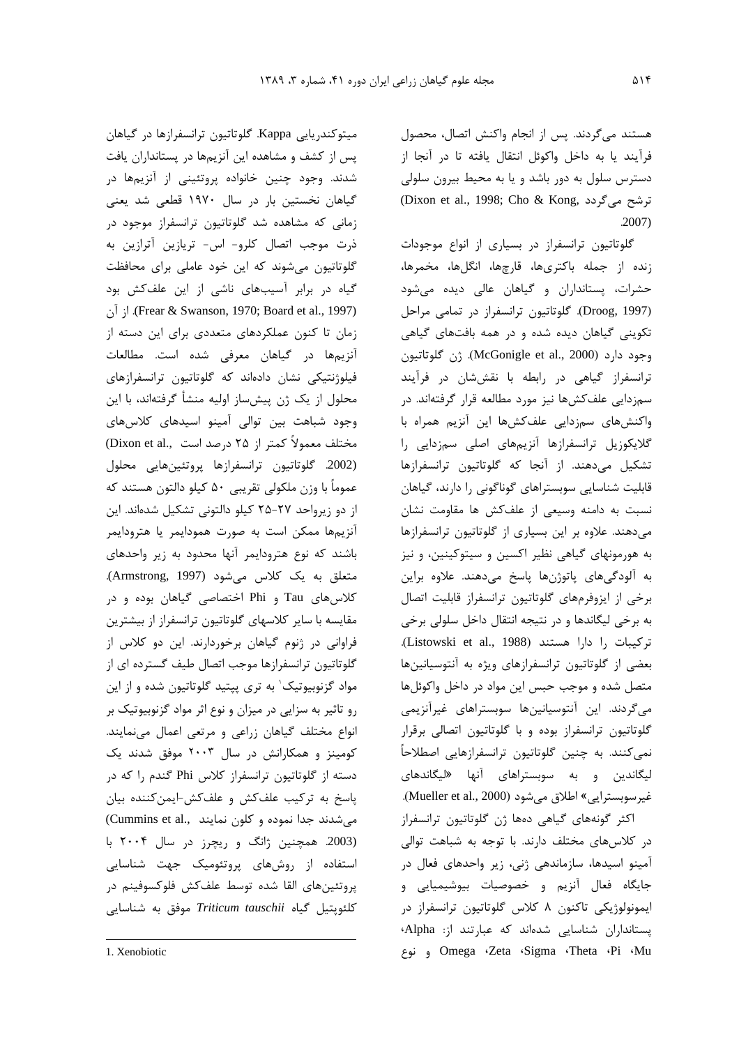هستند می‌گردند. پس از انجام واکنش اتصال، محصول فرآیند یا به داخل واکوئل انتقال یافته تا در آنجا از دسترس سلول به دور باشد و یا به محیط بیرون سلولی ترشح می‌گردد (Dixon et al., 1998; Cho & Kong, 2007).

گلوتاتیون ترانسفراز در بسیاری از انواع موجودات زنده از جمله باکتری‌ها، قارچها، انگل‌ها، مخمرها، حشرات، پستانداران و گیاهان عالی دیده می‌شود (Droog, 1997). گلوتاتیون ترانسفراز در تمامی مراحل تکوینی گیاهان دیده شده و در همه بافت‌های گیاهی وجود دارد (McGonigle et al., 2000). ژن گلوتاتیون ترانسفراز گیاهی در رابطه با نقش‌شان در فرآیند سم‌زدایی علف‌کش‌ها نیز مورد مطالعه قرار گرفته‌اند. در واکنش‌های سم‌زدایی علف‌کش‌ها این آنزیم همراه با گلایکوزیل ترانسفرازها آنزیم‌های اصلی سم‌زدایی را تشکیل می‌دهند. از آنجا که گلوتاتیون ترانسفرازها قابلیت شناسایی سوبستراهای گوناگونی را دارند، گیاهان نسبت به دامنه وسیعی از علف‌کش ها مقاومت نشان می‌دهند. علاوه بر این بسیاری از گلوتاتیون ترانسفرازها به هورمونهای گیاهی نظیر اکسین و سیتوکینین، و نیز به آلودگی‌های پاتوژن‌ها پاسخ می‌دهند. علاوه براین برخی از ایزوفرم‌های گلوتاتیون ترانسفراز قابلیت اتصال به برخی لیگاندها و در نتیجه انتقال داخل سلولی برخی ترکیبات را دارا هستند (Listowski et al., 1988). بعضی از گلوتاتیون ترانسفرازهای ویژه به آنتوسیانین‌ها متصل شده و موجب حبس این مواد در داخل واکوئل‌ها می‌گردند. این آنتوسیانین‌ها سوبستراهای غیرآنزیمی گلوتاتیون ترانسفراز بوده و با گلوتاتیون اتصالی برقرار نمی‌کنند. به چنین گلوتاتیون ترانسفرازهایی اصطلاحاً لیگاندین و به سوبستراهای آنها «لیگاندهای غیرسوبسترایی» اطلاق می‌شود (Mueller et al., 2000).

اکثر گونه‌های گیاهی ده‌ها ژن گلوتاتیون ترانسفراز در کلاس‌های مختلف دارند. با توجه به شباهت توالی آمینو اسیدها، سازماندهی ژنی، زیر واحدهای فعال در جایگاه فعال آنزیم و خصوصیات بیوشیمیایی و ایمونولوژیکی تاکنون ۸ کلاس گلوتاتیون ترانسفراز در پستانداران شناسایی شده‌اند که عبارتند از: Alpha، Mu، Pi، Theta، Sigma، Zeta، Omega و نوع میتوکندریایی Kappa. گلوتاتیون ترانسفرازها در گیاهان پس از کشف و مشاهده این آنزیم‌ها در پستانداران یافت شدند. وجود چنین خانواده پروتئینی از آنزیم‌ها در گیاهان نخستین بار در سال ۱۹۷۰ قطعی شد یعنی زمانی که مشاهده شد گلوتاتیون ترانسفراز موجود در ذرت موجب اتصال کلرو- اس- تریازین آترازین به گلوتاتیون می‌شوند که این خود عاملی برای محافظت گیاه در برابر آسیب‌های ناشی از این علف‌کش بود (Frear & Swanson, 1970; Board et al., 1997). از آن زمان تا کنون عملکردهای متعددی برای این دسته از آنزیم‌ها در گیاهان معرفی شده است. مطالعات فیلوژنتیکی نشان داده‌اند که گلوتاتیون ترانسفرازهای محلول از یک ژن پیش‌ساز اولیه منشأ گرفته‌اند، با این وجود شباهت بین توالی آمینو اسیدهای کلاس‌های مختلف معمولاً کمتر از ۲۵ درصد است (Dixon et al., 2002). گلوتاتیون ترانسفرازها پروتئین‌هایی محلول عموماً با وزن ملکولی تقریبی ۵۰ کیلو دالتون هستند که از دو زیرواحد ۲۷-۲۵ کیلو دالتونی تشکیل شده‌اند. این آنزیم‌ها ممکن است به صورت هومودایمر یا هترودایمر باشند که نوع هترودایمر آنها محدود به زیر واحدهای متعلق به یک کلاس می‌شود (Armstrong, 1997). کلاس‌های Tau و Phi اختصاصی گیاهان بوده و در مقایسه با سایر کلاسهای گلوتاتیون ترانسفراز از بیشترین فراوانی در ژنوم گیاهان برخوردارند. این دو کلاس از گلوتاتیون ترانسفرازها موجب اتصال طیف گسترده ای از مواد گزنوبیوتیک[1] به تری پپتید گلوتاتیون شده و از این رو تاثیر به سزایی در میزان و نوع اثر مواد گزنوبیوتیک بر انواع مختلف گیاهان زراعی و مرتعی اعمال می‌نمایند. کومینز و همکارانش در سال ۲۰۰۳ موفق شدند یک دسته از گلوتاتیون ترانسفراز کلاس Phi گندم را که در پاسخ به ترکیب علف‌کش و علف‌کش-ایمن‌کننده بیان می‌شدند جدا نموده و کلون نمایند (Cummins et al., 2003). همچنین ژانگ و ریچرز در سال ۲۰۰۴ با استفاده از روش‌های پروتئومیک جهت شناسایی پروتئین‌های القا شده توسط علف‌کش فلوکسوفینم در کلئوپتیل گیاه *Triticum tauschii* موفق به شناسایی

1. Xenobiotic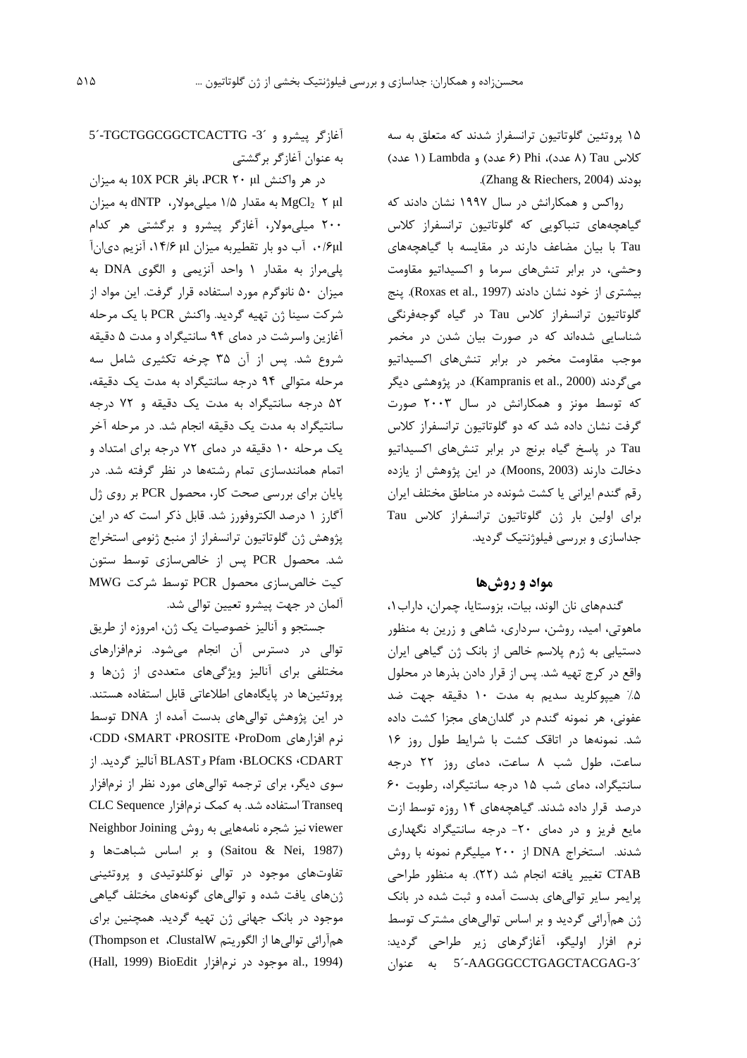۱۵ پروتئین گلوتاتیون ترانسفراز شدند که متعلق به سه کلاس Tau (۸ عدد)، Phi (۶ عدد) و Lambda (۱ عدد) بودند (Zhang & Riechers, 2004).

رواکس و همکارانش در سال ۱۹۹۷ نشان دادند که گیاهچه‌های تنباکویی که گلوتاتیون ترانسفراز کلاس Tau با بیان مضاعف دارند در مقایسه با گیاهچه‌های وحشی، در برابر تنش‌های سرما و اکسیداتیو مقاومت بیشتری از خود نشان دادند (Roxas et al., 1997). پنج گلوتاتیون ترانسفراز کلاس Tau در گیاه گوجه‌فرنگی شناسایی شده‌اند که در صورت بیان شدن در مخمر موجب مقاومت مخمر در برابر تنش‌های اکسیداتیو می‌گردند (Kampranis et al., 2000). در پژوهشی دیگر که توسط مونز و همکارانش در سال ۲۰۰۳ صورت گرفت نشان داده شد که دو گلوتاتیون ترانسفراز کلاس Tau در پاسخ گیاه برنج در برابر تنش‌های اکسیداتیو دخالت دارند (Moons, 2003). در این پژوهش از یازده رقم گندم ایرانی یا کشت شونده در مناطق مختلف ایران برای اولین بار ژن گلوتاتیون ترانسفراز کلاس Tau جداسازی و بررسی فیلوژنتیک گردید.

## مواد و روش‌ها

گندم‌های نان الوند، بیات، بزوستایا، چمران، داراب۱، ماهوتی، امید، روشن، سرداری، شاهی و زرین به منظور دستیابی به ژرم پلاسم خالص از بانک ژن گیاهی ایران واقع در کرج تهیه شد. پس از قرار دادن بذرها در محلول ۰/۵٪ هیپوکلرید سدیم به مدت ۱۰ دقیقه جهت ضد عفونی، هر نمونه گندم در گلدان‌های مجزا کشت داده شد. نمونه‌ها در اتاقک کشت با شرایط طول روز ۱۶ ساعت، طول شب ۸ ساعت، دمای روز ۲۲ درجه سانتیگراد، دمای شب ۱۵ درجه سانتیگراد، رطوبت ۶۰ درصد قرار داده شدند. گیاهچه‌های ۱۴ روزه توسط ازت مایع فریز و در دمای ۲۰- درجه سانتیگراد نگهداری شدند. استخراج DNA از ۲۰۰ میلیگرم نمونه با روش CTAB تغییر یافته انجام شد (۲۲). به منظور طراحی پرایمر سایر توالی‌های بدست آمده و ثبت شده در بانک ژن هم‌آرائی گردید و بر اساس توالی‌های مشترک توسط نرم افزار اولیگو، آغازگرهای زیر طراحی گردید: 5´-AAGGGCCTGAGCTACGAG-3´ به عنوان آغازگر پیشرو و 5´-TGCTGGCGGCTCACTTG -3´ به عنوان آغازگر برگشتی

در هر واکنش PCR ۲۰ µl، بافر 10X PCR به میزان ۲ µl، $MgCl_2$ به مقدار ۱/۵ میلی‌مولار، dNTP به میزان ۲۰۰ میلی‌مولار، آغازگر پیشرو و برگشتی هر کدام ۰/۶µl، آب دو بار تقطیربه میزان ۱۴/۶ µl، آنزیم دی‌ان‌آ پلی‌مراز به مقدار ۱ واحد آنزیمی و الگوی DNA به میزان ۵۰ نانوگرم مورد استفاده قرار گرفت. این مواد از شرکت سینا ژن تهیه گردید. واکنش PCR با یک مرحله آغازین واسرشت در دمای ۹۴ سانتیگراد و مدت ۵ دقیقه شروع شد. پس از آن ۳۵ چرخه تکثیری شامل سه مرحله متوالی ۹۴ درجه سانتیگراد به مدت یک دقیقه، ۵۲ درجه سانتیگراد به مدت یک دقیقه و ۷۲ درجه سانتیگراد به مدت یک دقیقه انجام شد. در مرحله آخر یک مرحله ۱۰ دقیقه در دمای ۷۲ درجه برای امتداد و اتمام همانندسازی تمام رشته‌ها در نظر گرفته شد. در پایان برای بررسی صحت کار، محصول PCR بر روی ژل آگارز ۱ درصد الکتروفورز شد. قابل ذکر است که در این پژوهش ژن گلوتاتیون ترانسفراز از منبع ژنومی استخراج شد. محصول PCR پس از خالص‌سازی توسط ستون کیت خالص‌سازی محصول PCR توسط شرکت MWG آلمان در جهت پیشرو تعیین توالی شد.

جستجو و آنالیز خصوصیات یک ژن، امروزه از طریق توالی در دسترس آن انجام می‌شود. نرم‌افزارهای مختلفی برای آنالیز ویژگی‌های متعددی از ژن‌ها و پروتئین‌ها در پایگاه‌های اطلاعاتی قابل استفاده هستند. در این پژوهش توالی‌های بدست آمده از DNA توسط نرم افزارهای ProDom، PROSITE، SMART، CDD، CDART، BLOCKS، Pfam وBLAST آنالیز گردید. از سوی دیگر، برای ترجمه توالی‌های مورد نظر از نرم‌افزار Transeq استفاده شد. به کمک نرم‌افزار CLC Sequence viewer نیز شجره نامه‌هایی به روش Neighbor Joining (Saitou & Nei, 1987) و بر اساس شباهت‌ها و تفاوت‌های موجود در توالی نوکلئوتیدی و پروتئینی ژن‌های یافت شده و توالی‌های ژن گونه‌های مختلف گیاهی موجود در بانک جهانی ژن تهیه گردید. همچنین برای هم‌آرائی توالی‌ها از الگوریتم ClustalW، (Thompson et al., 1994) موجود در نرم‌افزار BioEdit (Hall, 1999)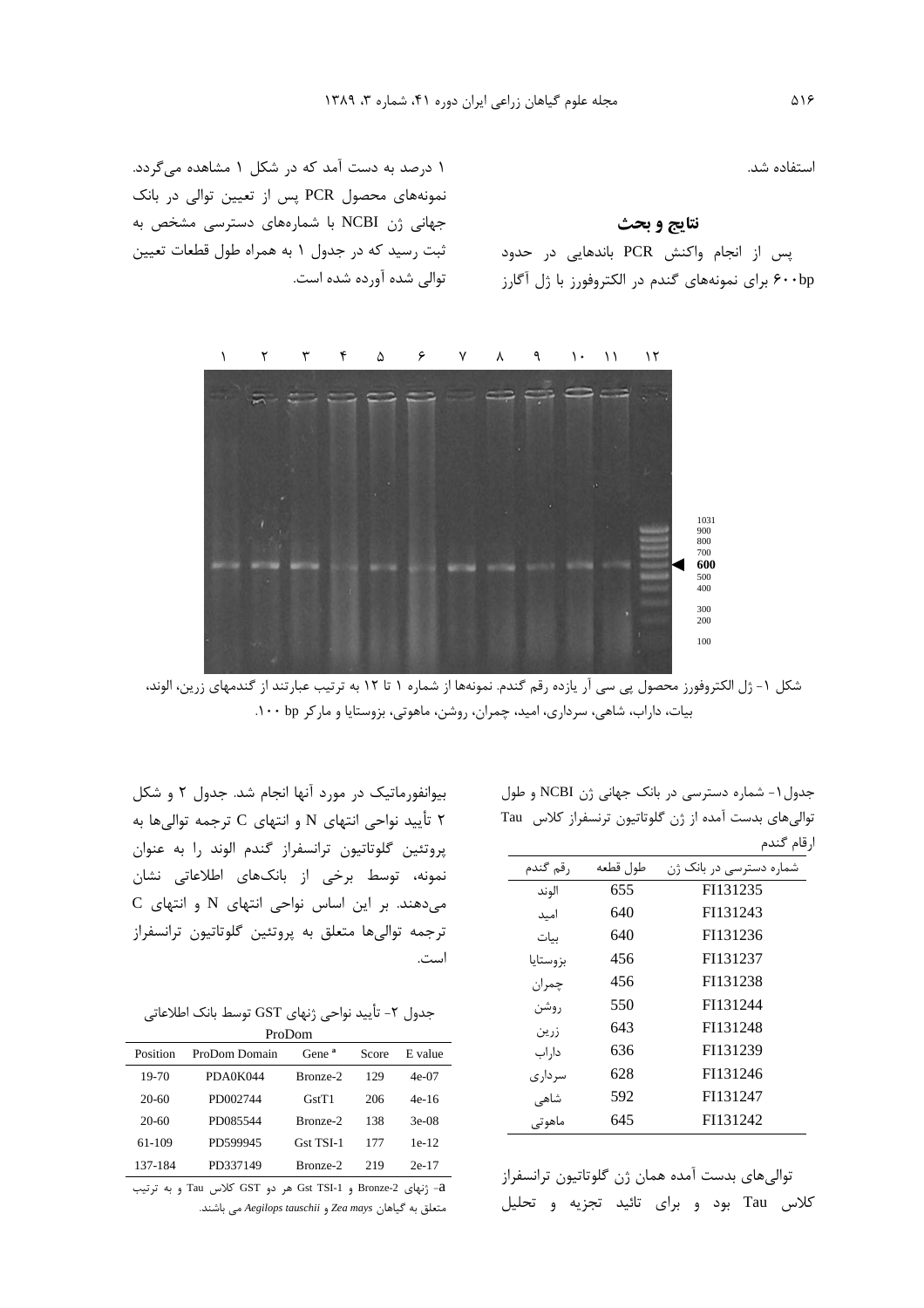استفاده شد.

## نتایج و بحث

پس از انجام واکنش PCR باندهایی در حدود ۶۰۰bp برای نمونه‌های گندم در الکتروفورز با ژل آگارز ۱ درصد به دست آمد که در شکل ۱ مشاهده می‌گردد. نمونه‌های محصول PCR پس از تعیین توالی در بانک جهانی ژن NCBI با شماره‌های دسترسی مشخص به ثبت رسید که در جدول ۱ به همراه طول قطعات تعیین توالی شده آورده شده است.

شکل ۱- ژل الکتروفورز محصول پی سی آر یازده رقم گندم. نمونه‌ها از شماره ۱ تا ۱۲ به ترتیب عبارتند از گندمهای زرین، الوند، بیات، داراب، شاهی، سرداری، امید، چمران، روشن، ماهوتی، بزوستایا و مارکر ۱۰۰ bp.

جدول۱- شماره دسترسی در بانک جهانی ژن NCBI و طول توالی‌های بدست آمده از ژن گلوتاتیون ترنسفراز کلاس Tau ارقام گندم

| رقم گندم | طول قطعه | شماره دسترسی در بانک ژن |
|---|---|---|
| الوند | 655 | FI131235 |
| امید | 640 | FI131243 |
| بیات | 640 | FI131236 |
| بزوستایا | 456 | FI131237 |
| چمران | 456 | FI131238 |
| روشن | 550 | FI131244 |
| زرین | 643 | FI131248 |
| داراب | 636 | FI131239 |
| سرداری | 628 | FI131246 |
| شاهی | 592 | FI131247 |
| ماهوتی | 645 | FI131242 |

توالی‌های بدست آمده همان ژن گلوتاتیون ترنسفراز کلاس Tau بود و برای تائید تجزیه و تحلیل بیوانفورماتیک در مورد آنها انجام شد. جدول ۲ و شکل ۲ تأیید نواحی انتهای N و انتهای C ترجمه توالی‌ها به پروتئین گلوتاتیون ترانسفراز گندم الوند را به عنوان نمونه، توسط برخی از بانک‌های اطلاعاتی نشان می‌دهند. بر این اساس نواحی انتهای N و انتهای C ترجمه توالی‌ها متعلق به پروتئین گلوتاتیون ترانسفراز است.

جدول ۲- تأیید نواحی ژنهای GST توسط بانک اطلاعاتی ProDom

| Position | ProDom Domain | Gene [a] | Score | E value |
|---|---|---|---|---|
| 19-70 | PDA0K044 | Bronze-2 | 129 | 4e-07 |
| 20-60 | PD002744 | GstT1 | 206 | 4e-16 |
| 20-60 | PD085544 | Bronze-2 | 138 | 3e-08 |
| 61-109 | PD599945 | Gst TSI-1 | 177 | 1e-12 |
| 137-184 | PD337149 | Bronze-2 | 219 | 2e-17 |

a- ژنهای Bronze-2 و Gst TSI-1 هر دو GST کلاس Tau و به ترتیب متعلق به گیاهان *Zea mays* و *Aegilops tauschii* می باشند.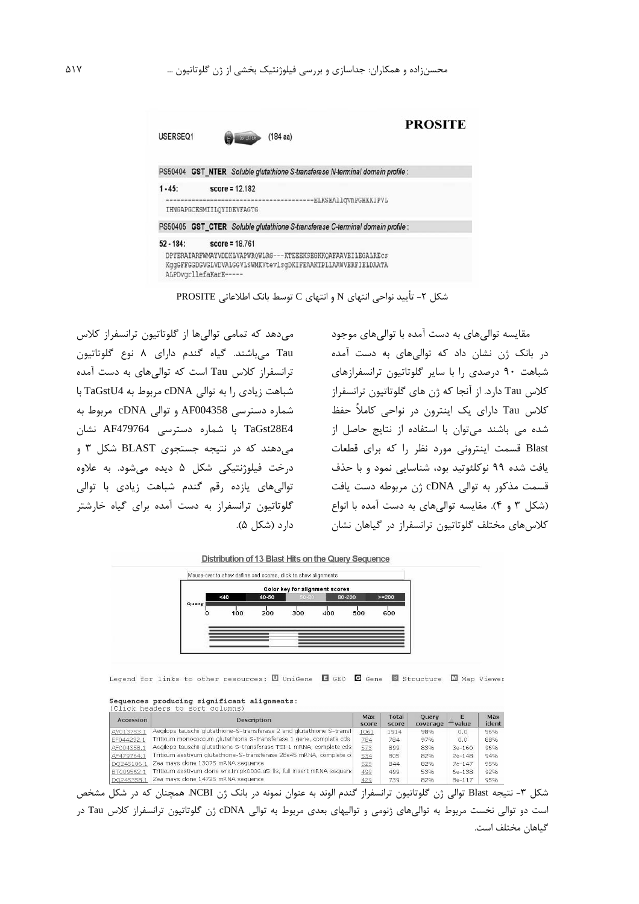**PROSITE**

USERSEQ1 (184 aa)

PS50404 **GST_NTER** *Soluble glutathione S-transferase N-terminal domain profile :*

1 - 45: score = 12.182

```
----------------------------------------ELKSEAllqvnPGHKKIPVL
IHNGAPGCESMIILQYIDEVFAGTG
```

PS50405 **GST_CTER** *Soluble glutathione S-transferase C-terminal domain profile :*

52 - 184: score = 18.761

```
DPYERAIARFWMAYVDDKLVAPWRQWLRG---KTEEEKSEGKKQAFAAVEILEGALREcs
KggGFFGGDGVGLVDVALGGVLSWMKVtevlsgDKIFEAAKTPLLAAWVERFIELDAATA
ALPDvgrllefaKarE-----
```

شکل ۲- تأیید نواحی انتهای N و انتهای C توسط بانک اطلاعاتی PROSITE

مقایسه توالی‌های به دست آمده با توالی‌های موجود در بانک ژن نشان داد که توالی‌های به دست آمده شباهت ۹۰ درصدی را با سایر گلوتاتیون ترانسفرازهای کلاس Tau دارد. از آنجا که ژن های گلوتاتیون ترانسفراز کلاس Tau دارای یک اینترون در نواحی کاملاً حفظ شده می باشند می‌توان با استفاده از نتایج حاصل از Blast قسمت اینترونی مورد نظر را که برای قطعات یافت شده ۹۹ نوکلئوتید بود، شناسایی نمود و با حذف قسمت مذکور به توالی cDNA ژن مربوطه دست یافت (شکل ۳ و ۴). مقایسه توالی‌های به دست آمده با انواع کلاس‌های مختلف گلوتاتیون ترانسفراز در گیاهان نشان می‌دهد که تمامی توالی‌ها از گلوتاتیون ترانسفراز کلاس Tau می‌باشند. گیاه گندم دارای ۸ نوع گلوتاتیون ترانسفراز کلاس Tau است که توالی‌های به دست آمده شباهت زیادی را به توالی cDNA مربوط به TaGstU4 با شماره دسترسی AF004358 و توالی cDNA مربوط به TaGst28E4 با شماره دسترسی AF479764 نشان می‌دهند که در نتیجه جستجوی BLAST شکل ۳ و درخت فیلوژنتیکی شکل ۵ دیده می‌شود. به علاوه توالی‌های یازده رقم گندم شباهت زیادی با توالی گلوتاتیون ترانسفراز به دست آمده برای گیاه خارشتر دارد (شکل ۵).

Distribution of 13 Blast Hits on the Query Sequence

Mouse-over to show define and scores, click to show alignments

Color key for alignment scores: <40 | 40-50 | 50-80 | 80-200 | >=200

Query: 0 100 200 300 400 500 600

Legend for links to other resources: UniGene GEO Gene Structure Map Viewer

Sequences producing significant alignments:
(Click headers to sort columns)

| Accession | Description | Max score | Total score | Query coverage | E value | Max ident |
|---|---|---|---|---|---|---|
| AY013753.1 | Aegilops tauschii glutathione-S-transferase 2 and glutathione S-transf | 1061 | 1914 | 98% | 0.0 | 96% |
| EF044232.1 | Triticum monococcum glutathione S-transferase 1 gene, complete cds | 784 | 784 | 97% | 0.0 | 88% |
| AF004358.1 | Aegilops tauschii glutathione S-transferase TSI-1 mRNA, complete cds | 573 | 899 | 83% | 3e-160 | 96% |
| AF479764.1 | Triticum aestivum glutathione-S-transferase 28e45 mRNA, complete c | 534 | 805 | 82% | 2e-148 | 94% |
| DQ245106.1 | Zea mays clone 13075 mRNA sequence | 529 | 844 | 82% | 7e-147 | 95% |
| BT009562.1 | Triticum aestivum clone wre1n.pk0006.a5:fis, full insert mRNA sequen | 499 | 499 | 53% | 6e-138 | 92% |
| DQ245358.1 | Zea mays clone 14725 mRNA sequence | 429 | 739 | 82% | 8e-117 | 95% |

شکل ۳- نتیجه Blast توالی ژن گلوتاتیون ترانسفراز گندم الوند به عنوان نمونه در بانک ژن NCBI. همچنان که در شکل مشخص است دو توالی نخست مربوط به توالی‌های ژنومی و توالیهای بعدی مربوط به توالی cDNA ژن گلوتاتیون ترانسفراز کلاس Tau در گیاهان مختلف است.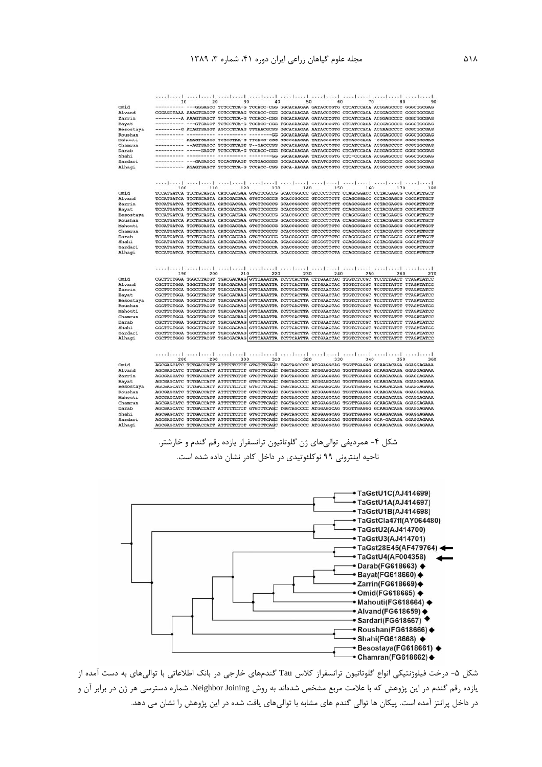شکل ۴- همردیفی توالی‌های ژن گلوتاتیون ترانسفراز یازده رقم گندم و خارشتر. ناحیه اینترونی ۹۹ نوکلئوتیدی در داخل کادر نشان داده شده است.

شکل ۵- درخت فیلوژنتیکی انواع گلوتاتیون ترانسفراز کلاس Tau گندم‌های خارجی در بانک اطلاعاتی با توالی‌های به دست آمده از یازده رقم گندم در این پژوهش که با علامت مربع مشخص شده‌اند به روش Neighbor Joining. شماره دسترسی هر ژن در برابر آن و در داخل پرانتز آمده است. پیکان ها توالی گندم های مشابه با توالی‌های یافت شده در این پژوهش را نشان می دهد.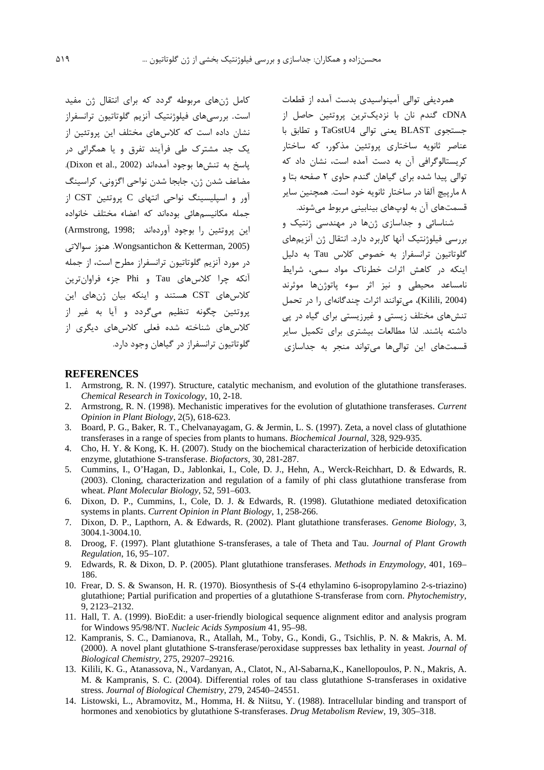همردیفی توالی آمینواسیدی بدست آمده از قطعات cDNA گندم نان با نزدیک‌ترین پروتئین حاصل از جستجوی BLAST یعنی توالی TaGstU4 و تطابق با عناصر ثانویه ساختاری پروتئین مذکور، که ساختار کریستالوگرافی آن به دست آمده است، نشان داد که توالی پیدا شده برای گیاهان گندم حاوی ۲ صفحه بتا و ۸ مارپیچ آلفا در ساختار ثانویه خود است. همچنین سایر قسمت‌های آن به لوپ‌های بینابینی مربوط می‌شوند.

شناسائی و جداسازی ژن‌ها در مهندسی ژنتیک و بررسی فیلوژنتیک آنها کاربرد دارد. انتقال ژن آنزیم‌های گلوتاتیون ترانسفراز به خصوص کلاس Tau به دلیل اینکه در کاهش اثرات خطرناک مواد سمی، شرایط نامساعد محیطی و نیز اثر سوء پاتوژن‌ها موثرند (Kilili, 2004)، می‌توانند اثرات چندگانه‌ای را در تحمل تنش‌های مختلف زیستی و غیرزیستی برای گیاه در پی داشته باشند. لذا مطالعات بیشتری برای تکمیل سایر قسمت‌های این توالی‌ها می‌تواند منجر به جداسازی کامل ژن‌های مربوطه گردد که برای انتقال ژن مفید است. بررسی‌های فیلوژنتیک آنزیم گلوتاتیون ترانسفراز نشان داده است که کلاس‌های مختلف این پروتئین از یک جد مشترک طی فرآیند تفرق و یا همگرائی در پاسخ به تنش‌ها بوجود آمده‌اند (Dixon et al., 2002). مضاعف شدن ژن، جابجا شدن نواحی اگزونی، کراسینگ آور و اسپلیسینگ نواحی انتهای C پروتئین CST از جمله مکانیسم‌هائی بوده‌اند که اعضاء مختلف خانواده این پروتئین را بوجود آورده‌اند (Armstrong, 1998; Wongsantichon & Ketterman, 2005). هنوز سوالاتی در مورد آنزیم گلوتاتیون ترانسفراز مطرح است، از جمله آنکه چرا کلاس‌های Tau و Phi جزء فراوان‌ترین کلاس‌های CST هستند و اینکه بیان ژن‌های این پروتئین چگونه تنظیم می‌گردد و آیا به غیر از کلاس‌های شناخته شده فعلی کلاس‌های دیگری از گلوتاتیون ترانسفراز در گیاهان وجود دارد.

## REFERENCES

1. Armstrong, R. N. (1997). Structure, catalytic mechanism, and evolution of the glutathione transferases. *Chemical Research in Toxicology*, 10, 2-18.
2. Armstrong, R. N. (1998). Mechanistic imperatives for the evolution of glutathione transferases. *Current Opinion in Plant Biology*, 2(5), 618-623.
3. Board, P. G., Baker, R. T., Chelvanayagam, G. & Jermin, L. S. (1997). Zeta, a novel class of glutathione transferases in a range of species from plants to humans. *Biochemical Journal*, 328, 929-935.
4. Cho, H. Y. & Kong, K. H. (2007). Study on the biochemical characterization of herbicide detoxification enzyme, glutathione S-transferase. *Biofactors*, 30, 281-287.
5. Cummins, I., O'Hagan, D., Jablonkai, I., Cole, D. J., Hehn, A., Werck-Reichhart, D. & Edwards, R. (2003). Cloning, characterization and regulation of a family of phi class glutathione transferase from wheat. *Plant Molecular Biology*, 52, 591–603.
6. Dixon, D. P., Cummins, I., Cole, D. J. & Edwards, R. (1998). Glutathione mediated detoxification systems in plants. *Current Opinion in Plant Biology*, 1, 258-266.
7. Dixon, D. P., Lapthorn, A. & Edwards, R. (2002). Plant glutathione transferases. *Genome Biology*, 3, 3004.1-3004.10.
8. Droog, F. (1997). Plant glutathione S-transferases, a tale of Theta and Tau. *Journal of Plant Growth Regulation*, 16, 95–107.
9. Edwards, R. & Dixon, D. P. (2005). Plant glutathione transferases. *Methods in Enzymology*, 401, 169–186.
10. Frear, D. S. & Swanson, H. R. (1970). Biosynthesis of S-(4 ethylamino 6-isopropylamino 2-s-triazino) glutathione; Partial purification and properties of a glutathione S-transferase from corn. *Phytochemistry*, 9, 2123–2132.
11. Hall, T. A. (1999). BioEdit: a user-friendly biological sequence alignment editor and analysis program for Windows 95/98/NT. *Nucleic Acids Symposium* 41, 95–98.
12. Kampranis, S. C., Damianova, R., Atallah, M., Toby, G., Kondi, G., Tsichlis, P. N. & Makris, A. M. (2000). A novel plant glutathione S-transferase/peroxidase suppresses bax lethality in yeast. *Journal of Biological Chemistry*, 275, 29207–29216.
13. Kilili, K. G., Atanassova, N., Vardanyan, A., Clatot, N., Al-Sabarna,K., Kanellopoulos, P. N., Makris, A. M. & Kampranis, S. C. (2004). Differential roles of tau class glutathione S-transferases in oxidative stress. *Journal of Biological Chemistry*, 279, 24540–24551.
14. Listowski, L., Abramovitz, M., Homma, H. & Niitsu, Y. (1988). Intracellular binding and transport of hormones and xenobiotics by glutathione S-transferases. *Drug Metabolism Review*, 19, 305–318.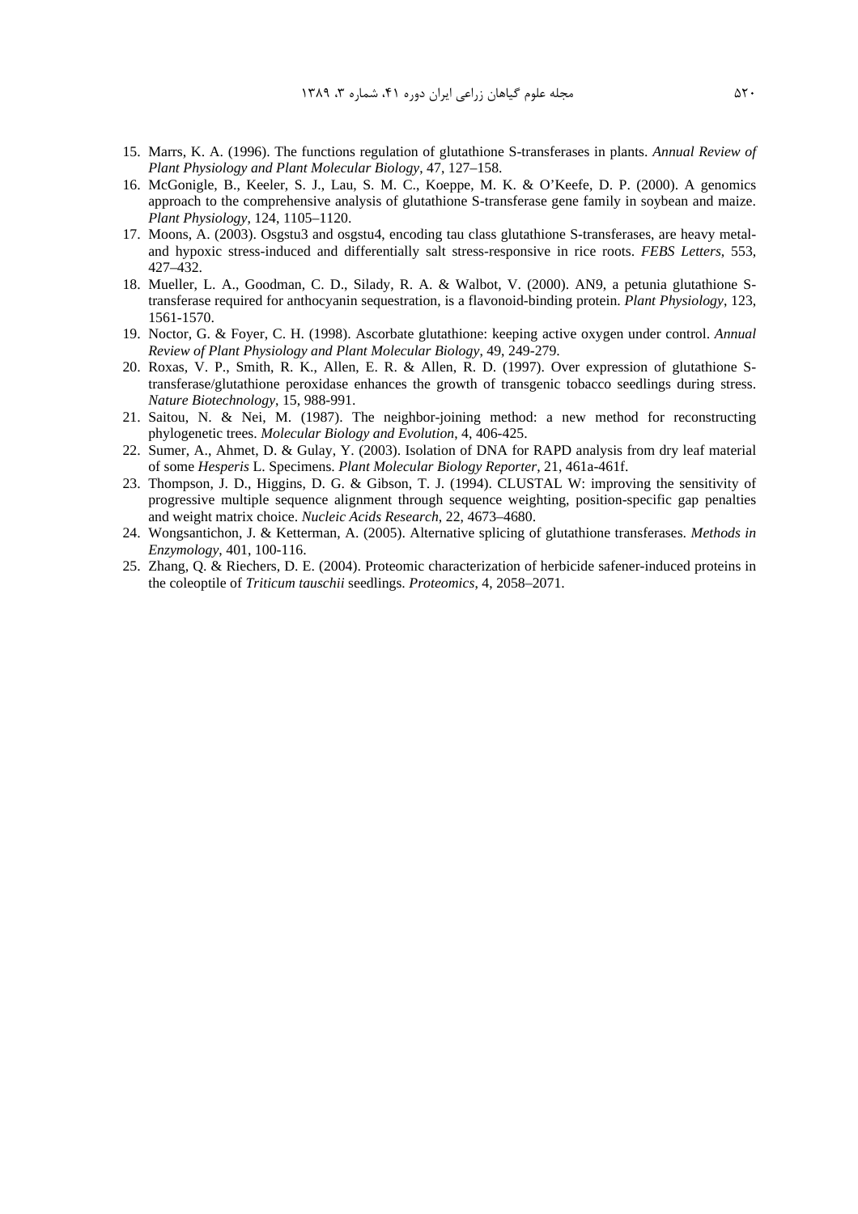15. Marrs, K. A. (1996). The functions regulation of glutathione S-transferases in plants. *Annual Review of Plant Physiology and Plant Molecular Biology*, 47, 127–158.
16. McGonigle, B., Keeler, S. J., Lau, S. M. C., Koeppe, M. K. & O'Keefe, D. P. (2000). A genomics approach to the comprehensive analysis of glutathione S-transferase gene family in soybean and maize. *Plant Physiology*, 124, 1105–1120.
17. Moons, A. (2003). Osgstu3 and osgstu4, encoding tau class glutathione S-transferases, are heavy metal- and hypoxic stress-induced and differentially salt stress-responsive in rice roots. *FEBS Letters*, 553, 427–432.
18. Mueller, L. A., Goodman, C. D., Silady, R. A. & Walbot, V. (2000). AN9, a petunia glutathione S-transferase required for anthocyanin sequestration, is a flavonoid-binding protein. *Plant Physiology*, 123, 1561-1570.
19. Noctor, G. & Foyer, C. H. (1998). Ascorbate glutathione: keeping active oxygen under control. *Annual Review of Plant Physiology and Plant Molecular Biology*, 49, 249-279.
20. Roxas, V. P., Smith, R. K., Allen, E. R. & Allen, R. D. (1997). Over expression of glutathione S-transferase/glutathione peroxidase enhances the growth of transgenic tobacco seedlings during stress. *Nature Biotechnology*, 15, 988-991.
21. Saitou, N. & Nei, M. (1987). The neighbor-joining method: a new method for reconstructing phylogenetic trees. *Molecular Biology and Evolution*, 4, 406-425.
22. Sumer, A., Ahmet, D. & Gulay, Y. (2003). Isolation of DNA for RAPD analysis from dry leaf material of some *Hesperis* L. Specimens. *Plant Molecular Biology Reporter*, 21, 461a-461f.
23. Thompson, J. D., Higgins, D. G. & Gibson, T. J. (1994). CLUSTAL W: improving the sensitivity of progressive multiple sequence alignment through sequence weighting, position-specific gap penalties and weight matrix choice. *Nucleic Acids Research*, 22, 4673–4680.
24. Wongsantichon, J. & Ketterman, A. (2005). Alternative splicing of glutathione transferases. *Methods in Enzymology*, 401, 100-116.
25. Zhang, Q. & Riechers, D. E. (2004). Proteomic characterization of herbicide safener-induced proteins in the coleoptile of *Triticum tauschii* seedlings. *Proteomics*, 4, 2058–2071.